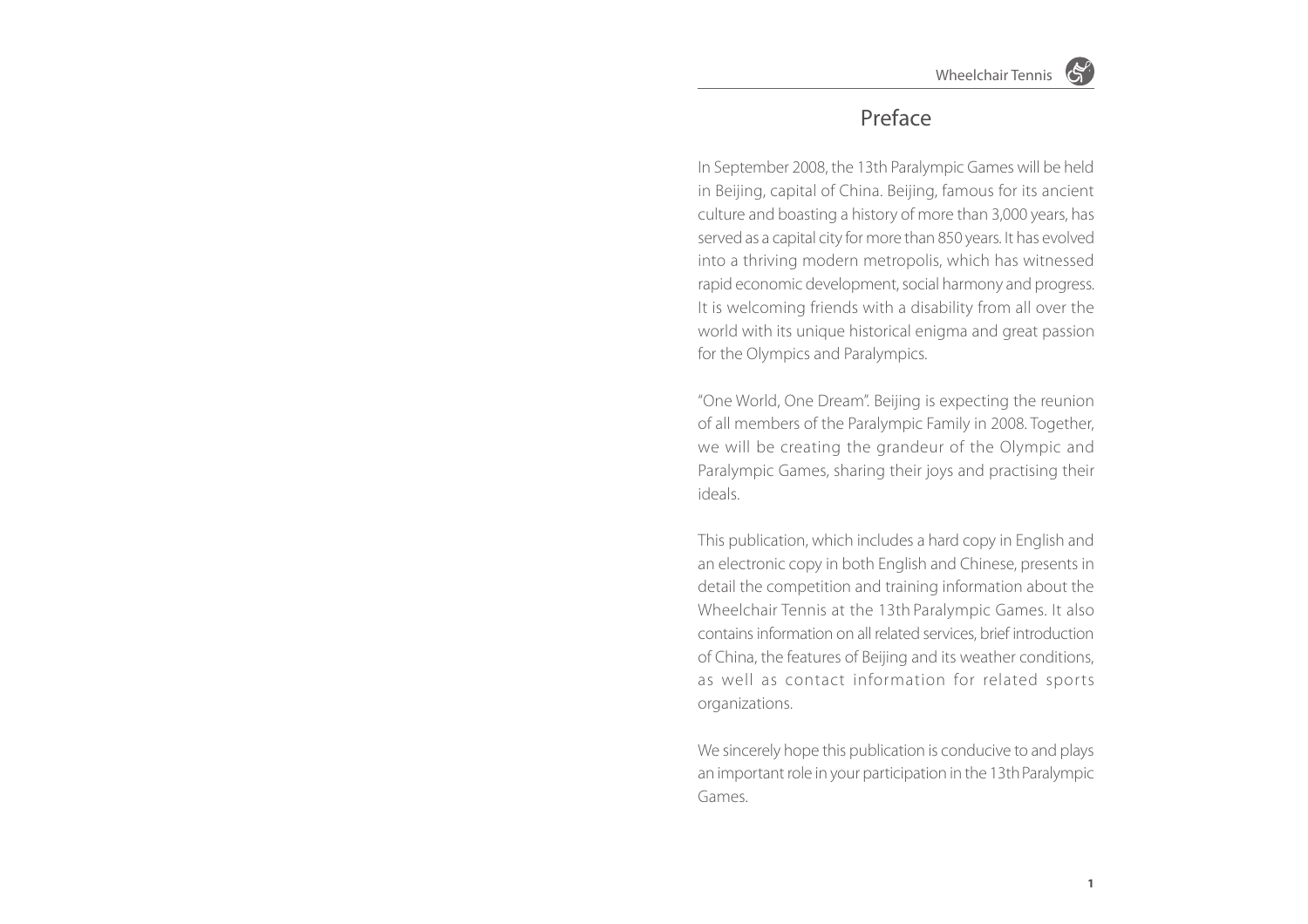# Preface

In September 2008, the 13th Paralympic Games will be held in Beijing, capital of China. Beijing, famous for its ancient culture and boasting a history of more than 3,000 years, has served as a capital city for more than 850 years. It has evolved into a thriving modern metropolis, which has witnessed rapid economic development, social harmony and progress. It is welcoming friends with a disability from all over the world with its unique historical enigma and great passion for the Olympics and Paralympics.

"One World, One Dream". Beijing is expecting the reunion of all members of the Paralympic Family in 2008. Together, we will be creating the grandeur of the Olympic and Paralympic Games, sharing their joys and practising their ideals.

This publication, which includes a hard copy in English and an electronic copy in both English and Chinese, presents in detail the competition and training information about the Wheelchair Tennis at the 13th Paralympic Games. It also contains information on all related services, brief introduction of China, the features of Beijing and its weather conditions, as well as contact information for related sports organizations.

We sincerely hope this publication is conducive to and plays an important role in your participation in the 13th Paralympic Games.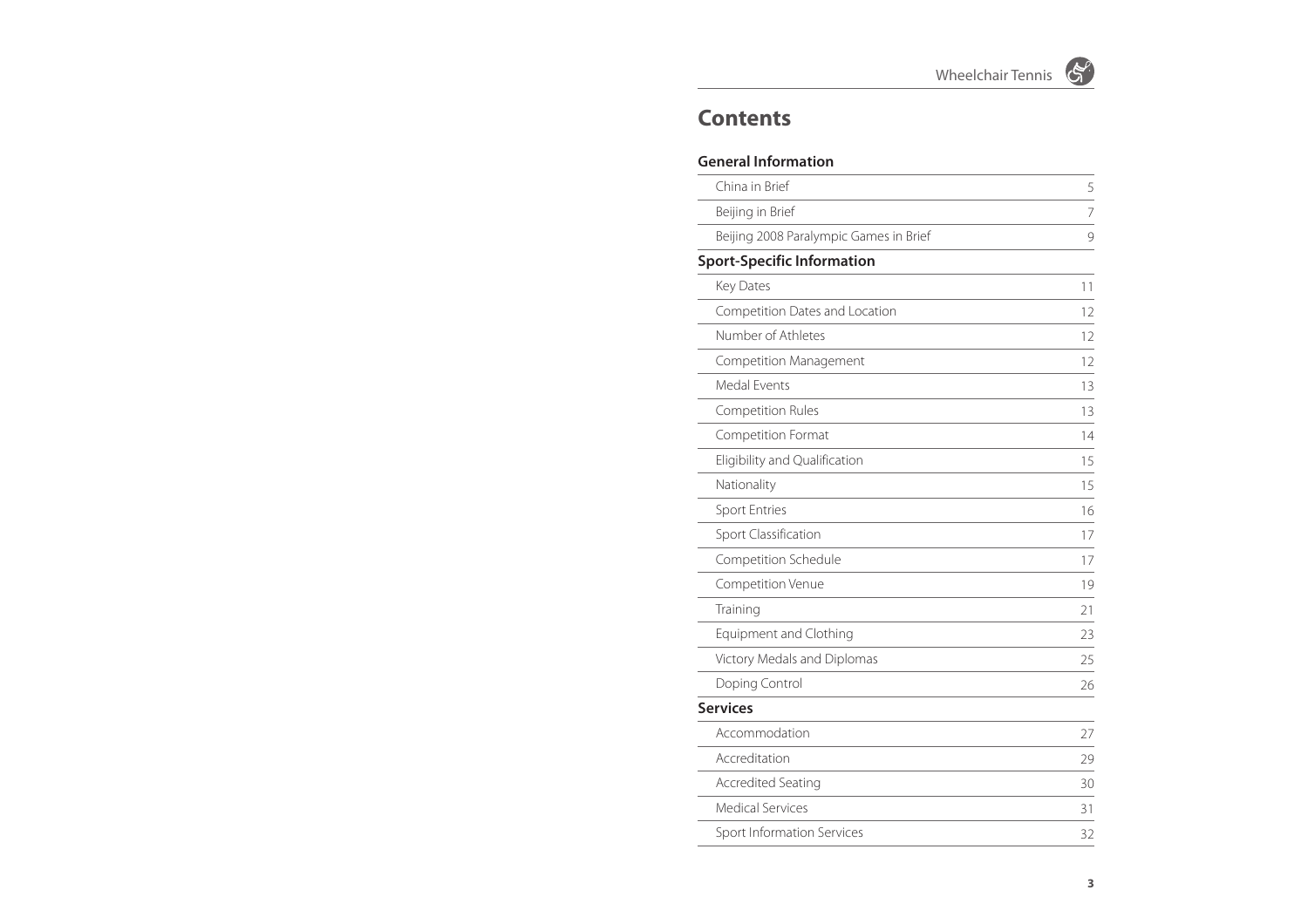# Contents

## General Information

| | |
|---|---|
| China in Brief | 5 |
| Beijing in Brief | 7 |
| Beijing 2008 Paralympic Games in Brief | 9 |

## Sport-Specific Information

| | |
|---|---|
| Key Dates | 11 |
| Competition Dates and Location | 12 |
| Number of Athletes | 12 |
| Competition Management | 12 |
| Medal Events | 13 |
| Competition Rules | 13 |
| Competition Format | 14 |
| Eligibility and Qualification | 15 |
| Nationality | 15 |
| Sport Entries | 16 |
| Sport Classification | 17 |
| Competition Schedule | 17 |
| Competition Venue | 19 |
| Training | 21 |
| Equipment and Clothing | 23 |
| Victory Medals and Diplomas | 25 |
| Doping Control | 26 |

## Services

| | |
|---|---|
| Accommodation | 27 |
| Accreditation | 29 |
| Accredited Seating | 30 |
| Medical Services | 31 |
| Sport Information Services | 32 |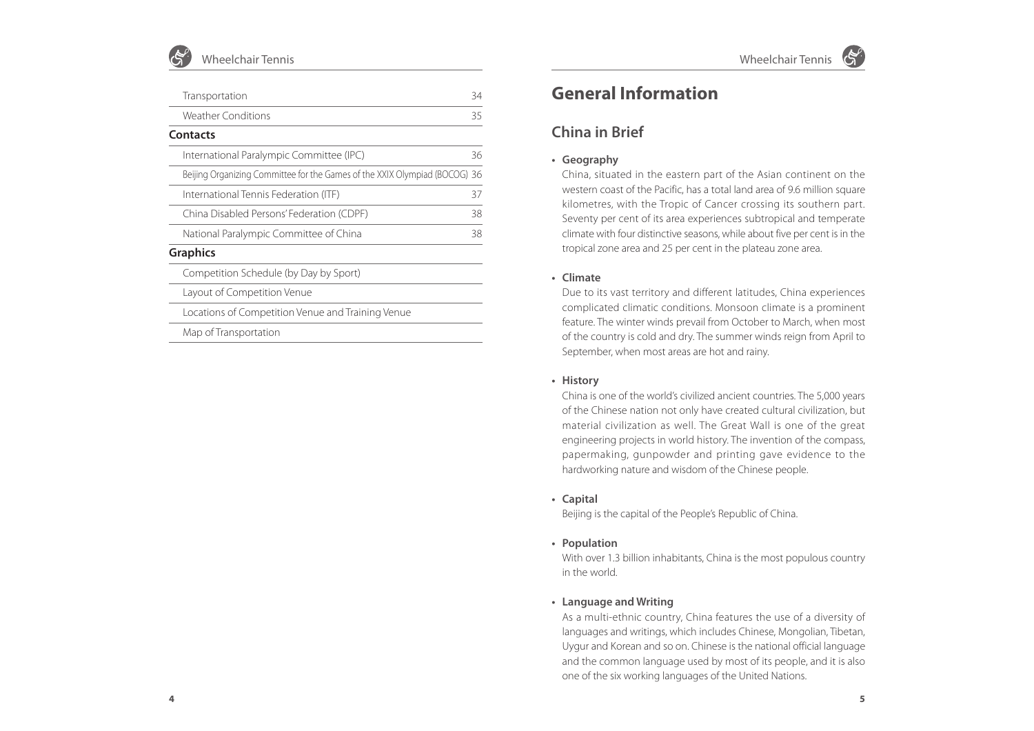| | |
|---|---|
| Transportation | 34 |
| Weather Conditions | 35 |
| **Contacts** | |
| International Paralympic Committee (IPC) | 36 |
| Beijing Organizing Committee for the Games of the XXIX Olympiad (BOCOG) | 36 |
| International Tennis Federation (ITF) | 37 |
| China Disabled Persons' Federation (CDPF) | 38 |
| National Paralympic Committee of China | 38 |
| **Graphics** | |
| Competition Schedule (by Day by Sport) | |
| Layout of Competition Venue | |
| Locations of Competition Venue and Training Venue | |
| Map of Transportation | |

# General Information

## China in Brief

- **Geography**

  China, situated in the eastern part of the Asian continent on the western coast of the Pacific, has a total land area of 9.6 million square kilometres, with the Tropic of Cancer crossing its southern part. Seventy per cent of its area experiences subtropical and temperate climate with four distinctive seasons, while about five per cent is in the tropical zone area and 25 per cent in the plateau zone area.

- **Climate**

  Due to its vast territory and different latitudes, China experiences complicated climatic conditions. Monsoon climate is a prominent feature. The winter winds prevail from October to March, when most of the country is cold and dry. The summer winds reign from April to September, when most areas are hot and rainy.

- **History**

  China is one of the world's civilized ancient countries. The 5,000 years of the Chinese nation not only have created cultural civilization, but material civilization as well. The Great Wall is one of the great engineering projects in world history. The invention of the compass, papermaking, gunpowder and printing gave evidence to the hardworking nature and wisdom of the Chinese people.

- **Capital**

  Beijing is the capital of the People's Republic of China.

- **Population**

  With over 1.3 billion inhabitants, China is the most populous country in the world.

- **Language and Writing**

  As a multi-ethnic country, China features the use of a diversity of languages and writings, which includes Chinese, Mongolian, Tibetan, Uygur and Korean and so on. Chinese is the national official language and the common language used by most of its people, and it is also one of the six working languages of the United Nations.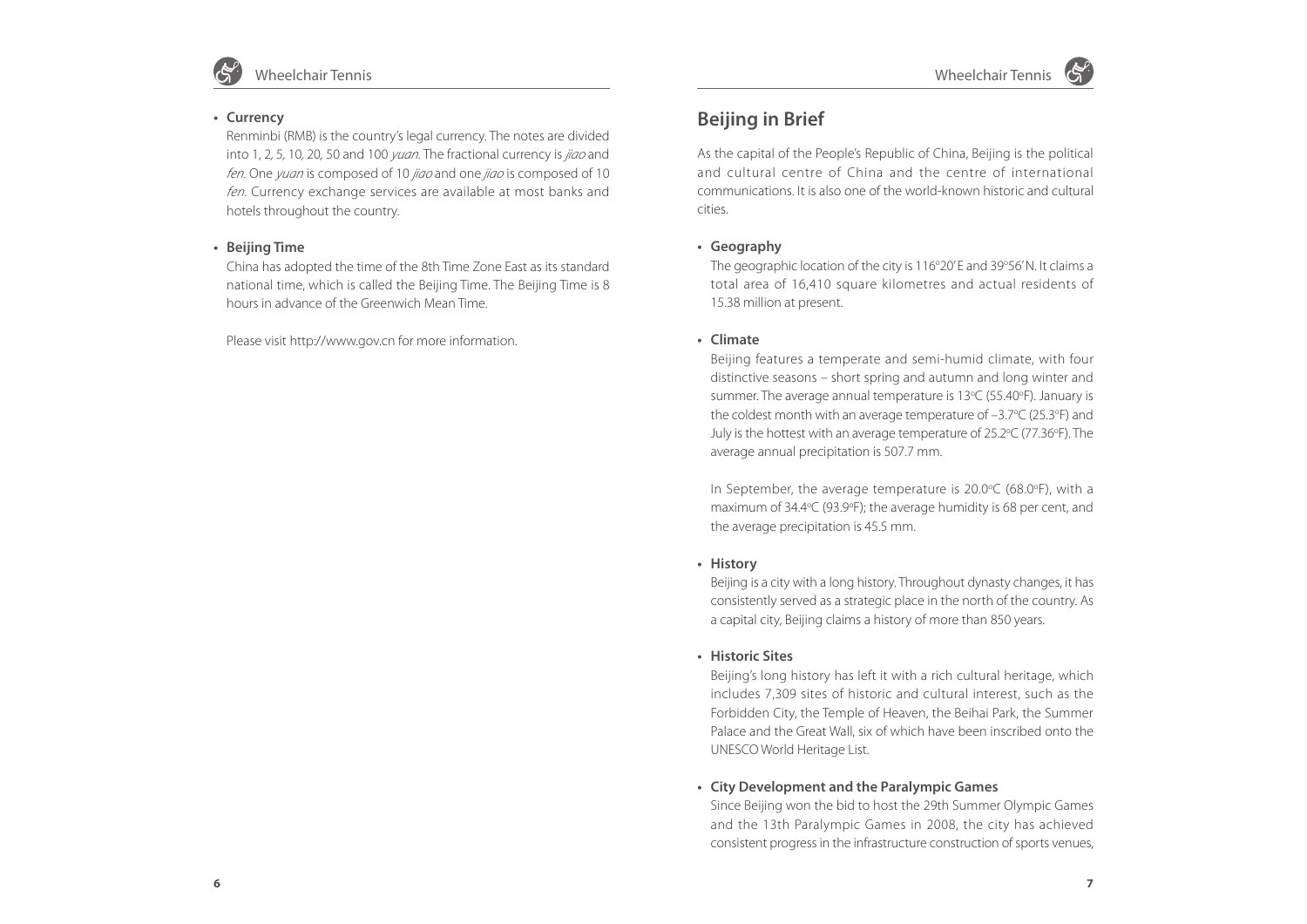- **Currency**

  Renminbi (RMB) is the country's legal currency. The notes are divided into 1, 2, 5, 10, 20, 50 and 100 *yuan*. The fractional currency is *jiao* and *fen*. One *yuan* is composed of 10 *jiao* and one *jiao* is composed of 10 *fen*. Currency exchange services are available at most banks and hotels throughout the country.

- **Beijing Time**

  China has adopted the time of the 8th Time Zone East as its standard national time, which is called the Beijing Time. The Beijing Time is 8 hours in advance of the Greenwich Mean Time.

  Please visit http://www.gov.cn for more information.

## Beijing in Brief

As the capital of the People's Republic of China, Beijing is the political and cultural centre of China and the centre of international communications. It is also one of the world-known historic and cultural cities.

- **Geography**

  The geographic location of the city is 116°20'E and 39°56'N. It claims a total area of 16,410 square kilometres and actual residents of 15.38 million at present.

- **Climate**

  Beijing features a temperate and semi-humid climate, with four distinctive seasons – short spring and autumn and long winter and summer. The average annual temperature is 13°C (55.40°F). January is the coldest month with an average temperature of −3.7°C (25.3°F) and July is the hottest with an average temperature of 25.2°C (77.36°F). The average annual precipitation is 507.7 mm.

  In September, the average temperature is 20.0°C (68.0°F), with a maximum of 34.4°C (93.9°F); the average humidity is 68 per cent, and the average precipitation is 45.5 mm.

- **History**

  Beijing is a city with a long history. Throughout dynasty changes, it has consistently served as a strategic place in the north of the country. As a capital city, Beijing claims a history of more than 850 years.

- **Historic Sites**

  Beijing's long history has left it with a rich cultural heritage, which includes 7,309 sites of historic and cultural interest, such as the Forbidden City, the Temple of Heaven, the Beihai Park, the Summer Palace and the Great Wall, six of which have been inscribed onto the UNESCO World Heritage List.

- **City Development and the Paralympic Games**

  Since Beijing won the bid to host the 29th Summer Olympic Games and the 13th Paralympic Games in 2008, the city has achieved consistent progress in the infrastructure construction of sports venues,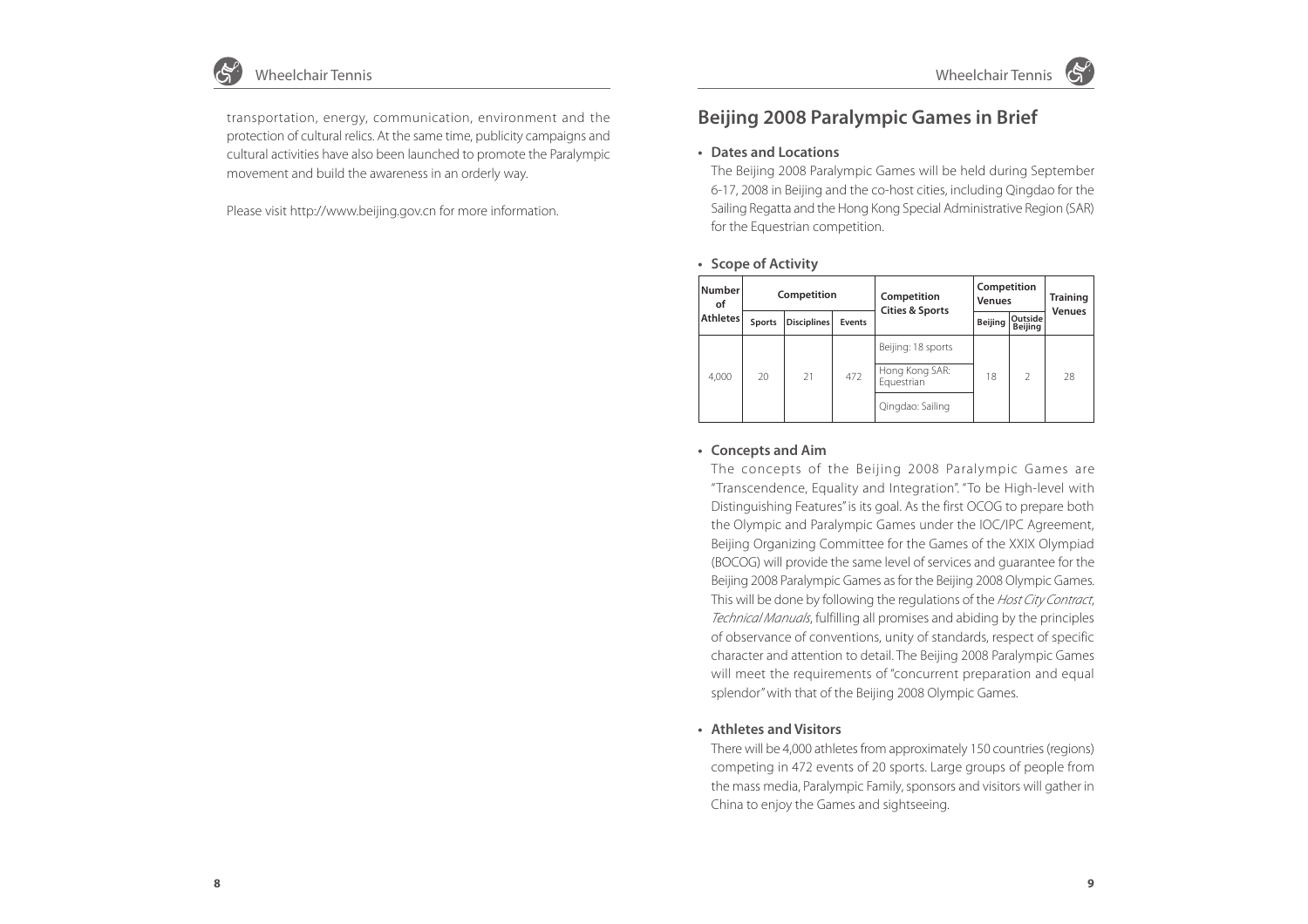transportation, energy, communication, environment and the protection of cultural relics. At the same time, publicity campaigns and cultural activities have also been launched to promote the Paralympic movement and build the awareness in an orderly way.

Please visit http://www.beijing.gov.cn for more information.

## Beijing 2008 Paralympic Games in Brief

- **Dates and Locations**

  The Beijing 2008 Paralympic Games will be held during September 6-17, 2008 in Beijing and the co-host cities, including Qingdao for the Sailing Regatta and the Hong Kong Special Administrative Region (SAR) for the Equestrian competition.

- **Scope of Activity**

| Number of Athletes | Competition | | | Competition Cities & Sports | Competition Venues | | Training Venues |
|---|---|---|---|---|---|---|---|
| | Sports | Disciplines | Events | | Beijing | Outside Beijing | |
| 4,000 | 20 | 21 | 472 | Beijing: 18 sports | 18 | 2 | 28 |
| | | | | Hong Kong SAR: Equestrian | | | |
| | | | | Qingdao: Sailing | | | |

- **Concepts and Aim**

  The concepts of the Beijing 2008 Paralympic Games are "Transcendence, Equality and Integration". "To be High-level with Distinguishing Features" is its goal. As the first OCOG to prepare both the Olympic and Paralympic Games under the IOC/IPC Agreement, Beijing Organizing Committee for the Games of the XXIX Olympiad (BOCOG) will provide the same level of services and guarantee for the Beijing 2008 Paralympic Games as for the Beijing 2008 Olympic Games. This will be done by following the regulations of the *Host City Contract*, *Technical Manuals*, fulfilling all promises and abiding by the principles of observance of conventions, unity of standards, respect of specific character and attention to detail. The Beijing 2008 Paralympic Games will meet the requirements of "concurrent preparation and equal splendor" with that of the Beijing 2008 Olympic Games.

- **Athletes and Visitors**

  There will be 4,000 athletes from approximately 150 countries (regions) competing in 472 events of 20 sports. Large groups of people from the mass media, Paralympic Family, sponsors and visitors will gather in China to enjoy the Games and sightseeing.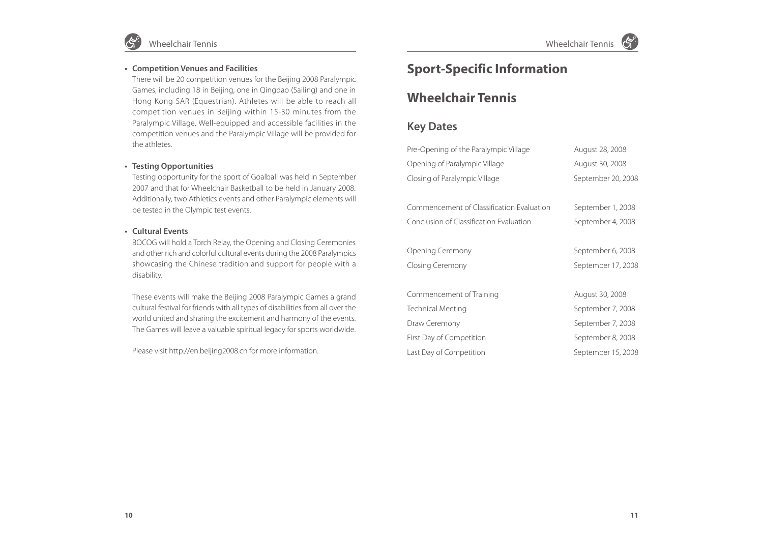- **Competition Venues and Facilities**

  There will be 20 competition venues for the Beijing 2008 Paralympic Games, including 18 in Beijing, one in Qingdao (Sailing) and one in Hong Kong SAR (Equestrian). Athletes will be able to reach all competition venues in Beijing within 15-30 minutes from the Paralympic Village. Well-equipped and accessible facilities in the competition venues and the Paralympic Village will be provided for the athletes.

- **Testing Opportunities**

  Testing opportunity for the sport of Goalball was held in September 2007 and that for Wheelchair Basketball to be held in January 2008. Additionally, two Athletics events and other Paralympic elements will be tested in the Olympic test events.

- **Cultural Events**

  BOCOG will hold a Torch Relay, the Opening and Closing Ceremonies and other rich and colorful cultural events during the 2008 Paralympics showcasing the Chinese tradition and support for people with a disability.

  These events will make the Beijing 2008 Paralympic Games a grand cultural festival for friends with all types of disabilities from all over the world united and sharing the excitement and harmony of the events. The Games will leave a valuable spiritual legacy for sports worldwide.

  Please visit http://en.beijing2008.cn for more information.

# Sport-Specific Information

# Wheelchair Tennis

## Key Dates

| | |
|---|---|
| Pre-Opening of the Paralympic Village | August 28, 2008 |
| Opening of Paralympic Village | August 30, 2008 |
| Closing of Paralympic Village | September 20, 2008 |
| | |
| Commencement of Classification Evaluation | September 1, 2008 |
| Conclusion of Classification Evaluation | September 4, 2008 |
| | |
| Opening Ceremony | September 6, 2008 |
| Closing Ceremony | September 17, 2008 |
| | |
| Commencement of Training | August 30, 2008 |
| Technical Meeting | September 7, 2008 |
| Draw Ceremony | September 7, 2008 |
| First Day of Competition | September 8, 2008 |
| Last Day of Competition | September 15, 2008 |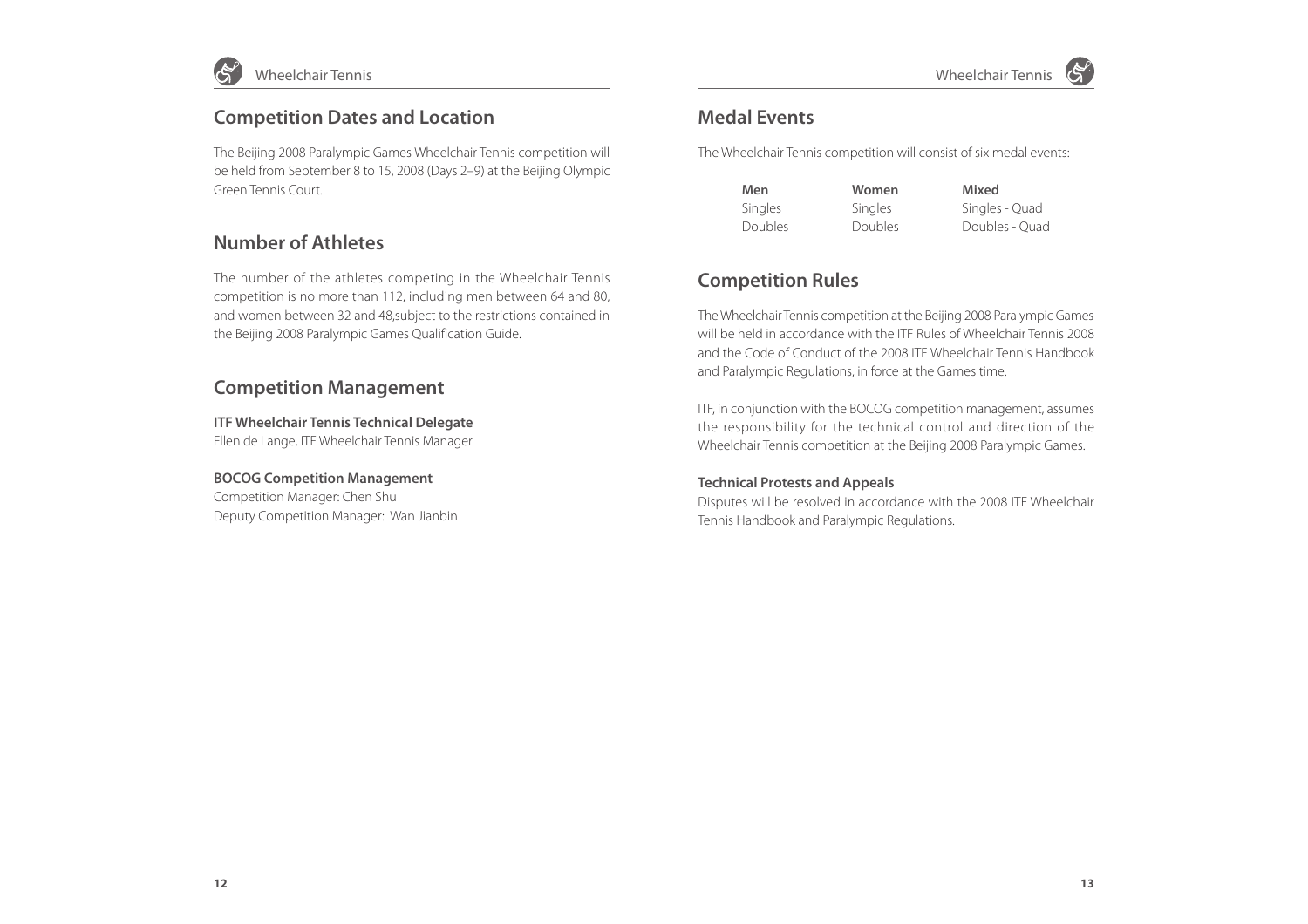## Competition Dates and Location

The Beijing 2008 Paralympic Games Wheelchair Tennis competition will be held from September 8 to 15, 2008 (Days 2–9) at the Beijing Olympic Green Tennis Court.

## Number of Athletes

The number of the athletes competing in the Wheelchair Tennis competition is no more than 112, including men between 64 and 80, and women between 32 and 48,subject to the restrictions contained in the Beijing 2008 Paralympic Games Qualification Guide.

## Competition Management

**ITF Wheelchair Tennis Technical Delegate**
Ellen de Lange, ITF Wheelchair Tennis Manager

**BOCOG Competition Management**
Competition Manager: Chen Shu
Deputy Competition Manager: Wan Jianbin

## Medal Events

The Wheelchair Tennis competition will consist of six medal events:

| Men | Women | Mixed |
|---|---|---|
| Singles | Singles | Singles - Quad |
| Doubles | Doubles | Doubles - Quad |

## Competition Rules

The Wheelchair Tennis competition at the Beijing 2008 Paralympic Games will be held in accordance with the ITF Rules of Wheelchair Tennis 2008 and the Code of Conduct of the 2008 ITF Wheelchair Tennis Handbook and Paralympic Regulations, in force at the Games time.

ITF, in conjunction with the BOCOG competition management, assumes the responsibility for the technical control and direction of the Wheelchair Tennis competition at the Beijing 2008 Paralympic Games.

**Technical Protests and Appeals**
Disputes will be resolved in accordance with the 2008 ITF Wheelchair Tennis Handbook and Paralympic Regulations.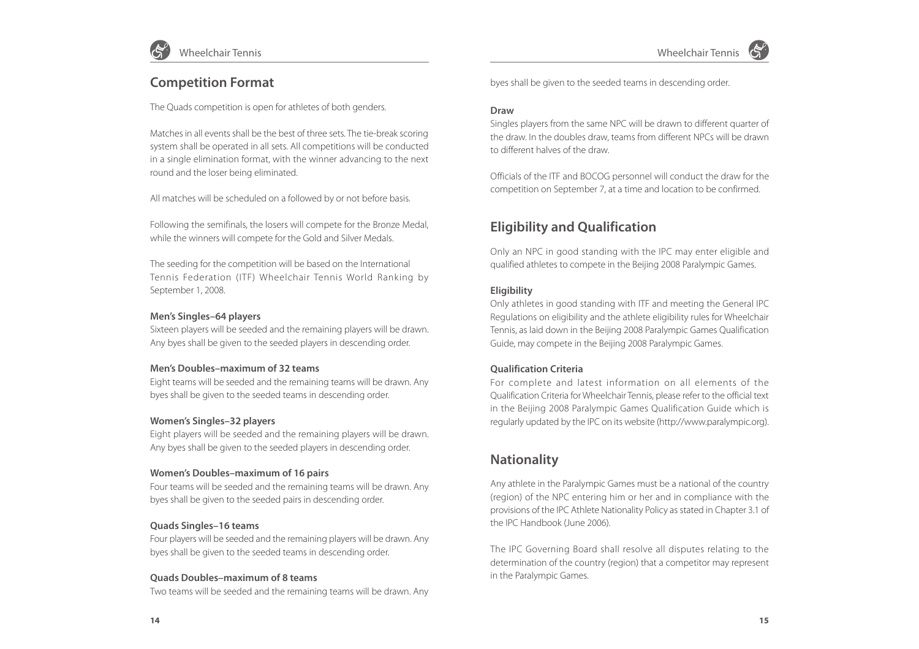## Competition Format

The Quads competition is open for athletes of both genders.

Matches in all events shall be the best of three sets. The tie-break scoring system shall be operated in all sets. All competitions will be conducted in a single elimination format, with the winner advancing to the next round and the loser being eliminated.

All matches will be scheduled on a followed by or not before basis.

Following the semifinals, the losers will compete for the Bronze Medal, while the winners will compete for the Gold and Silver Medals.

The seeding for the competition will be based on the International Tennis Federation (ITF) Wheelchair Tennis World Ranking by September 1, 2008.

**Men's Singles–64 players**

Sixteen players will be seeded and the remaining players will be drawn. Any byes shall be given to the seeded players in descending order.

**Men's Doubles–maximum of 32 teams**

Eight teams will be seeded and the remaining teams will be drawn. Any byes shall be given to the seeded teams in descending order.

**Women's Singles–32 players**

Eight players will be seeded and the remaining players will be drawn. Any byes shall be given to the seeded players in descending order.

**Women's Doubles–maximum of 16 pairs**

Four teams will be seeded and the remaining teams will be drawn. Any byes shall be given to the seeded pairs in descending order.

**Quads Singles–16 teams**

Four players will be seeded and the remaining players will be drawn. Any byes shall be given to the seeded teams in descending order.

**Quads Doubles–maximum of 8 teams**

Two teams will be seeded and the remaining teams will be drawn. Any byes shall be given to the seeded teams in descending order.

**Draw**

Singles players from the same NPC will be drawn to different quarter of the draw. In the doubles draw, teams from different NPCs will be drawn to different halves of the draw.

Officials of the ITF and BOCOG personnel will conduct the draw for the competition on September 7, at a time and location to be confirmed.

## Eligibility and Qualification

Only an NPC in good standing with the IPC may enter eligible and qualified athletes to compete in the Beijing 2008 Paralympic Games.

**Eligibility**

Only athletes in good standing with ITF and meeting the General IPC Regulations on eligibility and the athlete eligibility rules for Wheelchair Tennis, as laid down in the Beijing 2008 Paralympic Games Qualification Guide, may compete in the Beijing 2008 Paralympic Games.

**Qualification Criteria**

For complete and latest information on all elements of the Qualification Criteria for Wheelchair Tennis, please refer to the official text in the Beijing 2008 Paralympic Games Qualification Guide which is regularly updated by the IPC on its website (http://www.paralympic.org).

## Nationality

Any athlete in the Paralympic Games must be a national of the country (region) of the NPC entering him or her and in compliance with the provisions of the IPC Athlete Nationality Policy as stated in Chapter 3.1 of the IPC Handbook (June 2006).

The IPC Governing Board shall resolve all disputes relating to the determination of the country (region) that a competitor may represent in the Paralympic Games.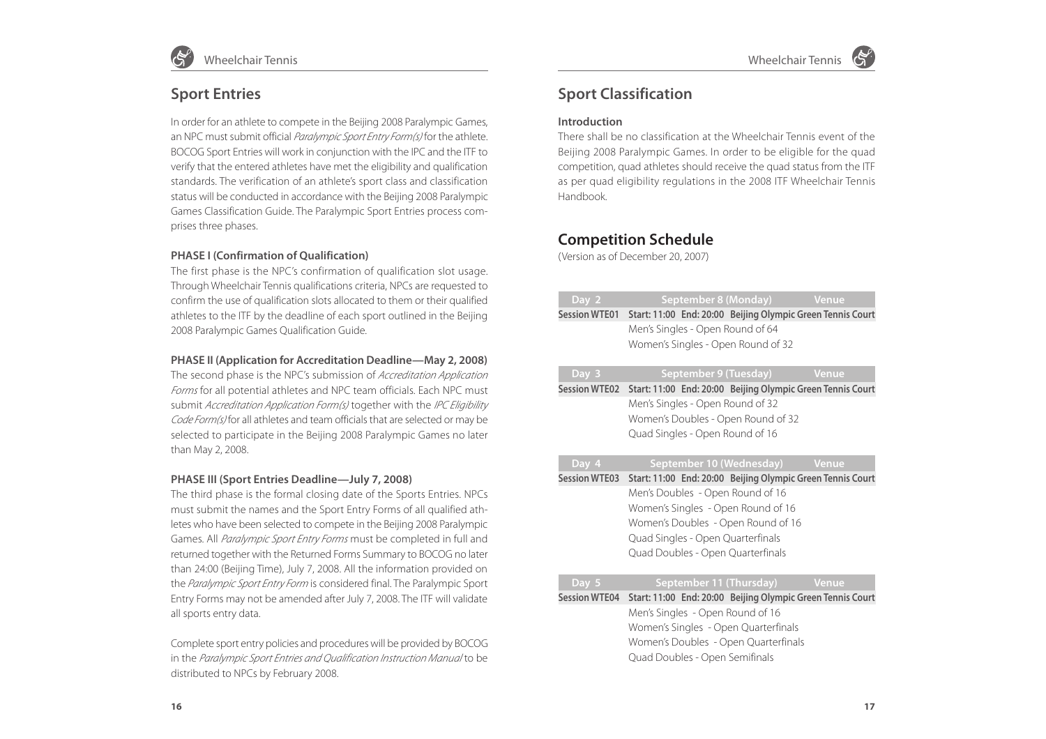## Sport Entries

In order for an athlete to compete in the Beijing 2008 Paralympic Games, an NPC must submit official *Paralympic Sport Entry Form(s)* for the athlete. BOCOG Sport Entries will work in conjunction with the IPC and the ITF to verify that the entered athletes have met the eligibility and qualification standards. The verification of an athlete's sport class and classification status will be conducted in accordance with the Beijing 2008 Paralympic Games Classification Guide. The Paralympic Sport Entries process comprises three phases.

**PHASE I (Confirmation of Qualification)**

The first phase is the NPC's confirmation of qualification slot usage. Through Wheelchair Tennis qualifications criteria, NPCs are requested to confirm the use of qualification slots allocated to them or their qualified athletes to the ITF by the deadline of each sport outlined in the Beijing 2008 Paralympic Games Qualification Guide.

**PHASE II (Application for Accreditation Deadline—May 2, 2008)**

The second phase is the NPC's submission of *Accreditation Application Forms* for all potential athletes and NPC team officials. Each NPC must submit *Accreditation Application Form(s)* together with the *IPC Eligibility Code Form(s)* for all athletes and team officials that are selected or may be selected to participate in the Beijing 2008 Paralympic Games no later than May 2, 2008.

**PHASE III (Sport Entries Deadline—July 7, 2008)**

The third phase is the formal closing date of the Sports Entries. NPCs must submit the names and the Sport Entry Forms of all qualified athletes who have been selected to compete in the Beijing 2008 Paralympic Games. All *Paralympic Sport Entry Forms* must be completed in full and returned together with the Returned Forms Summary to BOCOG no later than 24:00 (Beijing Time), July 7, 2008. All the information provided on the *Paralympic Sport Entry Form* is considered final. The Paralympic Sport Entry Forms may not be amended after July 7, 2008. The ITF will validate all sports entry data.

Complete sport entry policies and procedures will be provided by BOCOG in the *Paralympic Sport Entries and Qualification Instruction Manual* to be distributed to NPCs by February 2008.

## Sport Classification

**Introduction**

There shall be no classification at the Wheelchair Tennis event of the Beijing 2008 Paralympic Games. In order to be eligible for the quad competition, quad athletes should receive the quad status from the ITF as per quad eligibility regulations in the 2008 ITF Wheelchair Tennis Handbook.

## Competition Schedule

(Version as of December 20, 2007)

| Day 2 | September 8 (Monday) | Venue |
|---|---|---|
| Session WTE01 | Start: 11:00 End: 20:00 | Beijing Olympic Green Tennis Court |
| | Men's Singles - Open Round of 64 | |
| | Women's Singles - Open Round of 32 | |

| Day 3 | September 9 (Tuesday) | Venue |
|---|---|---|
| Session WTE02 | Start: 11:00 End: 20:00 | Beijing Olympic Green Tennis Court |
| | Men's Singles - Open Round of 32 | |
| | Women's Doubles - Open Round of 32 | |
| | Quad Singles - Open Round of 16 | |

| Day 4 | September 10 (Wednesday) | Venue |
|---|---|---|
| Session WTE03 | Start: 11:00 End: 20:00 | Beijing Olympic Green Tennis Court |
| | Men's Doubles - Open Round of 16 | |
| | Women's Singles - Open Round of 16 | |
| | Women's Doubles - Open Round of 16 | |
| | Quad Singles - Open Quarterfinals | |
| | Quad Doubles - Open Quarterfinals | |

| Day 5 | September 11 (Thursday) | Venue |
|---|---|---|
| Session WTE04 | Start: 11:00 End: 20:00 | Beijing Olympic Green Tennis Court |
| | Men's Singles - Open Round of 16 | |
| | Women's Singles - Open Quarterfinals | |
| | Women's Doubles - Open Quarterfinals | |
| | Quad Doubles - Open Semifinals | |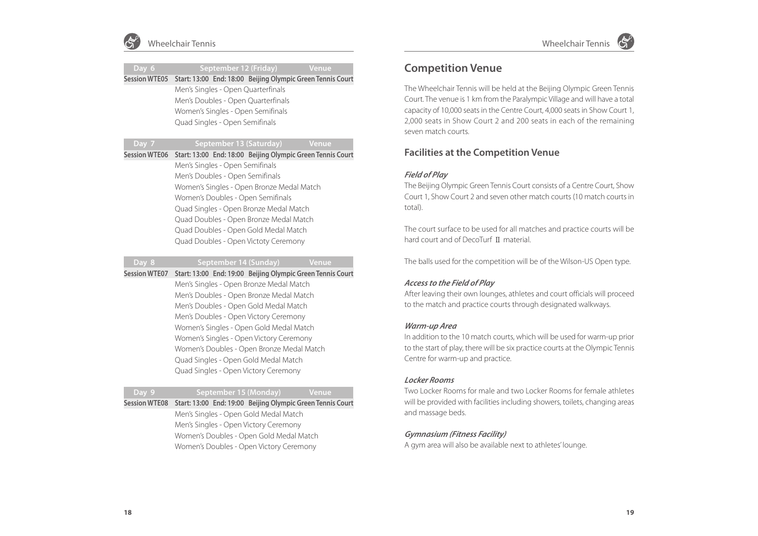| Day 6 | September 12 (Friday) | Venue |
|---|---|---|
| Session WTE05 | Start: 13:00 End: 18:00 | Beijing Olympic Green Tennis Court |
| | Men's Singles - Open Quarterfinals | |
| | Men's Doubles - Open Quarterfinals | |
| | Women's Singles - Open Semifinals | |
| | Quad Singles - Open Semifinals | |

| Day 7 | September 13 (Saturday) | Venue |
|---|---|---|
| Session WTE06 | Start: 13:00 End: 18:00 | Beijing Olympic Green Tennis Court |
| | Men's Singles - Open Semifinals | |
| | Men's Doubles - Open Semifinals | |
| | Women's Singles - Open Bronze Medal Match | |
| | Women's Doubles - Open Semifinals | |
| | Quad Singles - Open Bronze Medal Match | |
| | Quad Doubles - Open Bronze Medal Match | |
| | Quad Doubles - Open Gold Medal Match | |
| | Quad Doubles - Open Victoty Ceremony | |

| Day 8 | September 14 (Sunday) | Venue |
|---|---|---|
| Session WTE07 | Start: 13:00 End: 19:00 | Beijing Olympic Green Tennis Court |
| | Men's Singles - Open Bronze Medal Match | |
| | Men's Doubles - Open Bronze Medal Match | |
| | Men's Doubles - Open Gold Medal Match | |
| | Men's Doubles - Open Victory Ceremony | |
| | Women's Singles - Open Gold Medal Match | |
| | Women's Singles - Open Victory Ceremony | |
| | Women's Doubles - Open Bronze Medal Match | |
| | Quad Singles - Open Gold Medal Match | |
| | Quad Singles - Open Victory Ceremony | |

| Day 9 | September 15 (Monday) | Venue |
|---|---|---|
| Session WTE08 | Start: 13:00 End: 19:00 | Beijing Olympic Green Tennis Court |
| | Men's Singles - Open Gold Medal Match | |
| | Men's Singles - Open Victory Ceremony | |
| | Women's Doubles - Open Gold Medal Match | |
| | Women's Doubles - Open Victory Ceremony | |

## Competition Venue

The Wheelchair Tennis will be held at the Beijing Olympic Green Tennis Court. The venue is 1 km from the Paralympic Village and will have a total capacity of 10,000 seats in the Centre Court, 4,000 seats in Show Court 1, 2,000 seats in Show Court 2 and 200 seats in each of the remaining seven match courts.

## Facilities at the Competition Venue

### *Field of Play*

The Beijing Olympic Green Tennis Court consists of a Centre Court, Show Court 1, Show Court 2 and seven other match courts (10 match courts in total).

The court surface to be used for all matches and practice courts will be hard court and of DecoTurf II material.

The balls used for the competition will be of the Wilson-US Open type.

### *Access to the Field of Play*

After leaving their own lounges, athletes and court officials will proceed to the match and practice courts through designated walkways.

### *Warm-up Area*

In addition to the 10 match courts, which will be used for warm-up prior to the start of play, there will be six practice courts at the Olympic Tennis Centre for warm-up and practice.

### *Locker Rooms*

Two Locker Rooms for male and two Locker Rooms for female athletes will be provided with facilities including showers, toilets, changing areas and massage beds.

### *Gymnasium (Fitness Facility)*

A gym area will also be available next to athletes' lounge.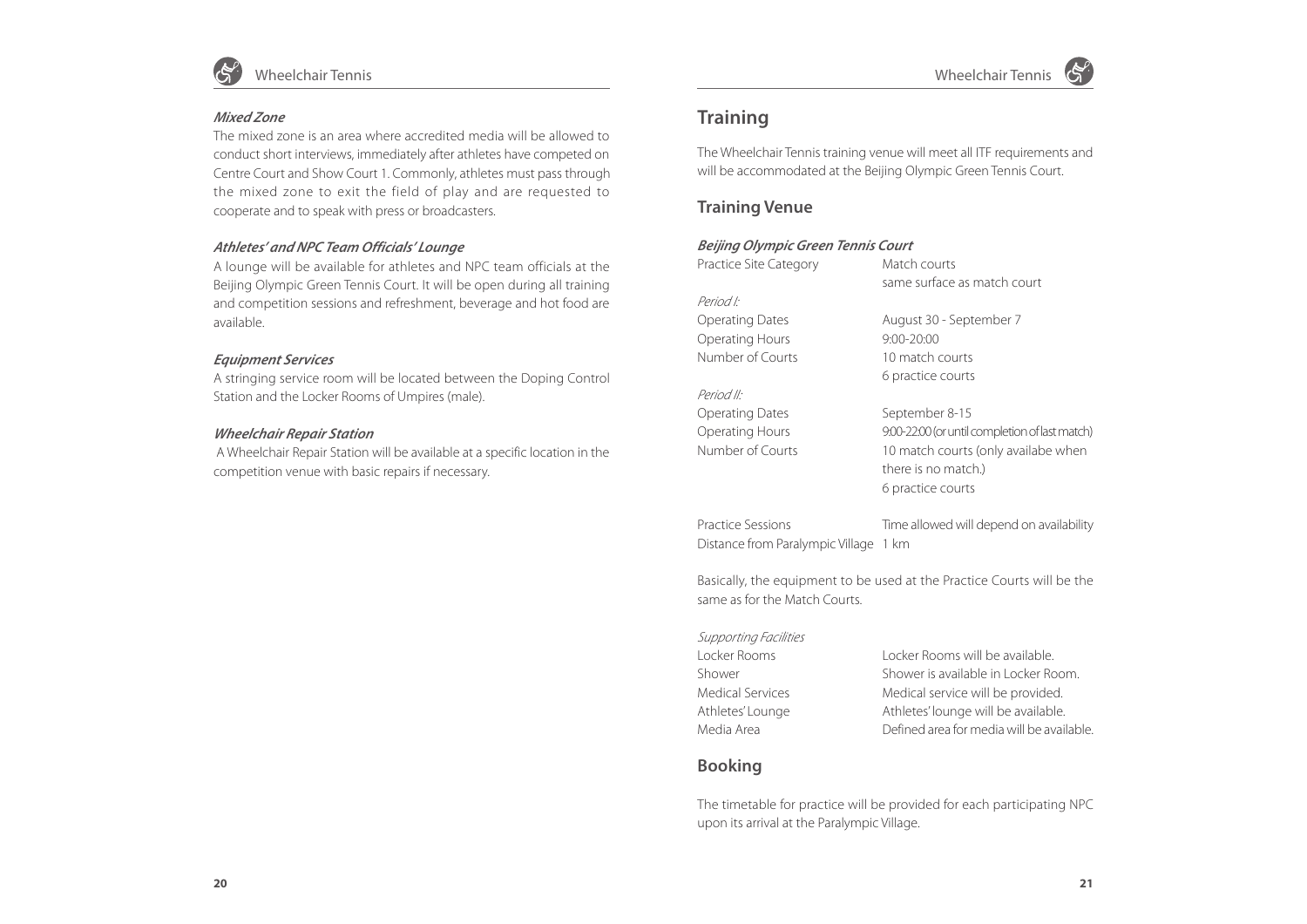### *Mixed Zone*

The mixed zone is an area where accredited media will be allowed to conduct short interviews, immediately after athletes have competed on Centre Court and Show Court 1. Commonly, athletes must pass through the mixed zone to exit the field of play and are requested to cooperate and to speak with press or broadcasters.

### *Athletes' and NPC Team Officials' Lounge*

A lounge will be available for athletes and NPC team officials at the Beijing Olympic Green Tennis Court. It will be open during all training and competition sessions and refreshment, beverage and hot food are available.

### *Equipment Services*

A stringing service room will be located between the Doping Control Station and the Locker Rooms of Umpires (male).

### *Wheelchair Repair Station*

A Wheelchair Repair Station will be available at a specific location in the competition venue with basic repairs if necessary.

## Training

The Wheelchair Tennis training venue will meet all ITF requirements and will be accommodated at the Beijing Olympic Green Tennis Court.

## Training Venue

### *Beijing Olympic Green Tennis Court*

| | |
|---|---|
| Practice Site Category | Match courts<br>same surface as match court |
| *Period I:* | |
| Operating Dates | August 30 - September 7 |
| Operating Hours | 9:00-20:00 |
| Number of Courts | 10 match courts<br>6 practice courts |
| *Period II:* | |
| Operating Dates | September 8-15 |
| Operating Hours | 9:00-22:00 (or until completion of last match) |
| Number of Courts | 10 match courts (only availabe when there is no match.)<br>6 practice courts |
| Practice Sessions | Time allowed will depend on availability |
| Distance from Paralympic Village | 1 km |

Basically, the equipment to be used at the Practice Courts will be the same as for the Match Courts.

*Supporting Facilities*

| | |
|---|---|
| Locker Rooms | Locker Rooms will be available. |
| Shower | Shower is available in Locker Room. |
| Medical Services | Medical service will be provided. |
| Athletes' Lounge | Athletes' lounge will be available. |
| Media Area | Defined area for media will be available. |

## Booking

The timetable for practice will be provided for each participating NPC upon its arrival at the Paralympic Village.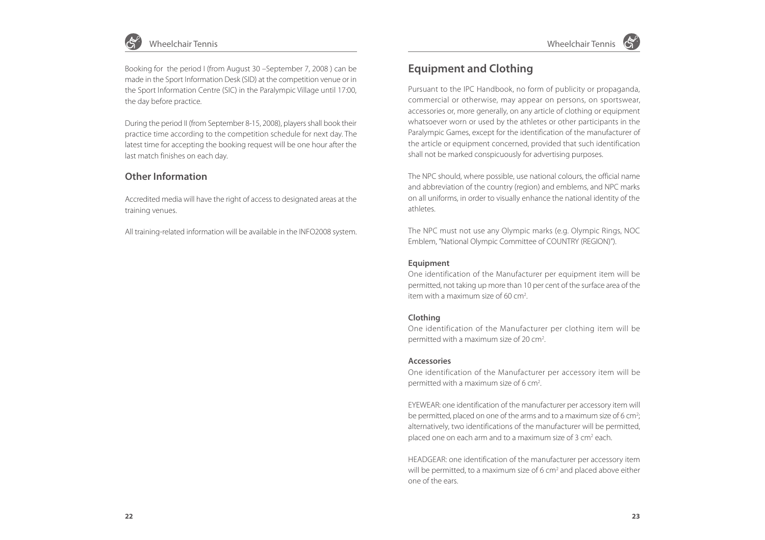Booking for the period I (from August 30 –September 7, 2008 ) can be made in the Sport Information Desk (SID) at the competition venue or in the Sport Information Centre (SIC) in the Paralympic Village until 17:00, the day before practice.

During the period II (from September 8-15, 2008), players shall book their practice time according to the competition schedule for next day. The latest time for accepting the booking request will be one hour after the last match finishes on each day.

## Other Information

Accredited media will have the right of access to designated areas at the training venues.

All training-related information will be available in the INFO2008 system.

## Equipment and Clothing

Pursuant to the IPC Handbook, no form of publicity or propaganda, commercial or otherwise, may appear on persons, on sportswear, accessories or, more generally, on any article of clothing or equipment whatsoever worn or used by the athletes or other participants in the Paralympic Games, except for the identification of the manufacturer of the article or equipment concerned, provided that such identification shall not be marked conspicuously for advertising purposes.

The NPC should, where possible, use national colours, the official name and abbreviation of the country (region) and emblems, and NPC marks on all uniforms, in order to visually enhance the national identity of the athletes.

The NPC must not use any Olympic marks (e.g. Olympic Rings, NOC Emblem, "National Olympic Committee of COUNTRY (REGION)").

### Equipment

One identification of the Manufacturer per equipment item will be permitted, not taking up more than 10 per cent of the surface area of the item with a maximum size of 60 $cm^2$.

### Clothing

One identification of the Manufacturer per clothing item will be permitted with a maximum size of 20 $cm^2$.

### Accessories

One identification of the Manufacturer per accessory item will be permitted with a maximum size of 6 $cm^2$.

EYEWEAR: one identification of the manufacturer per accessory item will be permitted, placed on one of the arms and to a maximum size of 6 $cm^2$; alternatively, two identifications of the manufacturer will be permitted, placed one on each arm and to a maximum size of 3 $cm^2$ each.

HEADGEAR: one identification of the manufacturer per accessory item will be permitted, to a maximum size of 6 $cm^2$ and placed above either one of the ears.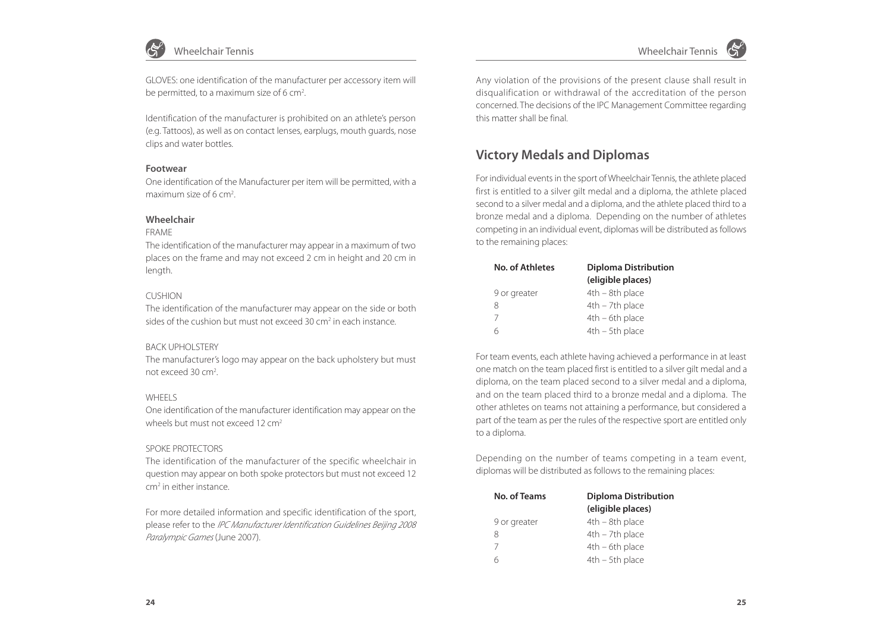GLOVES: one identification of the manufacturer per accessory item will be permitted, to a maximum size of 6 $cm^2$.

Identification of the manufacturer is prohibited on an athlete's person (e.g. Tattoos), as well as on contact lenses, earplugs, mouth guards, nose clips and water bottles.

**Footwear**

One identification of the Manufacturer per item will be permitted, with a maximum size of 6 $cm^2$.

**Wheelchair**

FRAME

The identification of the manufacturer may appear in a maximum of two places on the frame and may not exceed 2 cm in height and 20 cm in length.

CUSHION

The identification of the manufacturer may appear on the side or both sides of the cushion but must not exceed 30 $cm^2$ in each instance.

BACK UPHOLSTERY

The manufacturer's logo may appear on the back upholstery but must not exceed 30 $cm^2$.

WHEELS

One identification of the manufacturer identification may appear on the wheels but must not exceed 12 $cm^2$

SPOKE PROTECTORS

The identification of the manufacturer of the specific wheelchair in question may appear on both spoke protectors but must not exceed 12 $cm^2$ in either instance.

For more detailed information and specific identification of the sport, please refer to the *IPC Manufacturer Identification Guidelines Beijing 2008 Paralympic Games* (June 2007).

Any violation of the provisions of the present clause shall result in disqualification or withdrawal of the accreditation of the person concerned. The decisions of the IPC Management Committee regarding this matter shall be final.

## Victory Medals and Diplomas

For individual events in the sport of Wheelchair Tennis, the athlete placed first is entitled to a silver gilt medal and a diploma, the athlete placed second to a silver medal and a diploma, and the athlete placed third to a bronze medal and a diploma. Depending on the number of athletes competing in an individual event, diplomas will be distributed as follows to the remaining places:

| No. of Athletes | Diploma Distribution (eligible places) |
|---|---|
| 9 or greater | 4th – 8th place |
| 8 | 4th – 7th place |
| 7 | 4th – 6th place |
| 6 | 4th – 5th place |

For team events, each athlete having achieved a performance in at least one match on the team placed first is entitled to a silver gilt medal and a diploma, on the team placed second to a silver medal and a diploma, and on the team placed third to a bronze medal and a diploma. The other athletes on teams not attaining a performance, but considered a part of the team as per the rules of the respective sport are entitled only to a diploma.

Depending on the number of teams competing in a team event, diplomas will be distributed as follows to the remaining places:

| No. of Teams | Diploma Distribution (eligible places) |
|---|---|
| 9 or greater | 4th – 8th place |
| 8 | 4th – 7th place |
| 7 | 4th – 6th place |
| 6 | 4th – 5th place |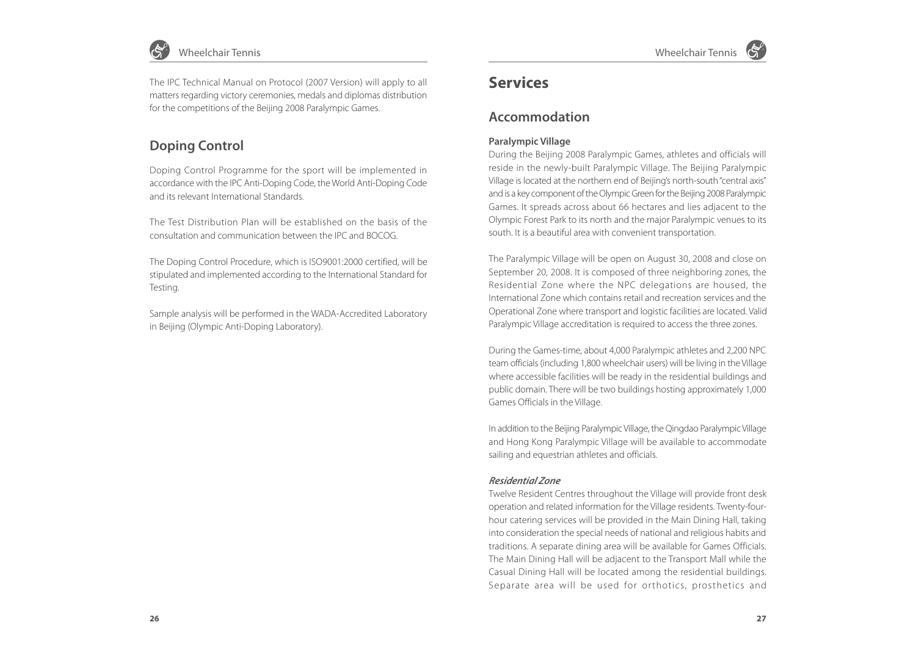The IPC Technical Manual on Protocol (2007 Version) will apply to all matters regarding victory ceremonies, medals and diplomas distribution for the competitions of the Beijing 2008 Paralympic Games.

## Doping Control

Doping Control Programme for the sport will be implemented in accordance with the IPC Anti-Doping Code, the World Anti-Doping Code and its relevant International Standards.

The Test Distribution Plan will be established on the basis of the consultation and communication between the IPC and BOCOG.

The Doping Control Procedure, which is ISO9001:2000 certified, will be stipulated and implemented according to the International Standard for Testing.

Sample analysis will be performed in the WADA-Accredited Laboratory in Beijing (Olympic Anti-Doping Laboratory).

# Services

## Accommodation

### Paralympic Village

During the Beijing 2008 Paralympic Games, athletes and officials will reside in the newly-built Paralympic Village. The Beijing Paralympic Village is located at the northern end of Beijing's north-south "central axis" and is a key component of the Olympic Green for the Beijing 2008 Paralympic Games. It spreads across about 66 hectares and lies adjacent to the Olympic Forest Park to its north and the major Paralympic venues to its south. It is a beautiful area with convenient transportation.

The Paralympic Village will be open on August 30, 2008 and close on September 20, 2008. It is composed of three neighboring zones, the Residential Zone where the NPC delegations are housed, the International Zone which contains retail and recreation services and the Operational Zone where transport and logistic facilities are located. Valid Paralympic Village accreditation is required to access the three zones.

During the Games-time, about 4,000 Paralympic athletes and 2,200 NPC team officials (including 1,800 wheelchair users) will be living in the Village where accessible facilities will be ready in the residential buildings and public domain. There will be two buildings hosting approximately 1,000 Games Officials in the Village.

In addition to the Beijing Paralympic Village, the Qingdao Paralympic Village and Hong Kong Paralympic Village will be available to accommodate sailing and equestrian athletes and officials.

#### *Residential Zone*

Twelve Resident Centres throughout the Village will provide front desk operation and related information for the Village residents. Twenty-four-hour catering services will be provided in the Main Dining Hall, taking into consideration the special needs of national and religious habits and traditions. A separate dining area will be available for Games Officials. The Main Dining Hall will be adjacent to the Transport Mall while the Casual Dining Hall will be located among the residential buildings. Separate area will be used for orthotics, prosthetics and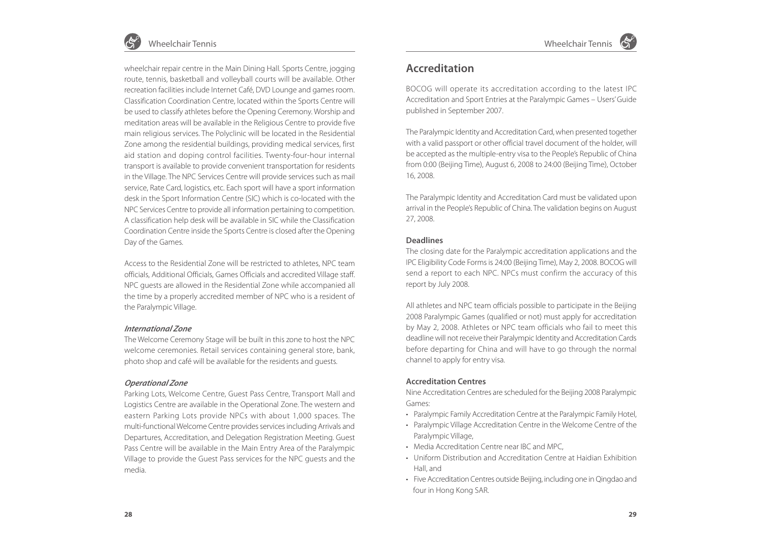wheelchair repair centre in the Main Dining Hall. Sports Centre, jogging route, tennis, basketball and volleyball courts will be available. Other recreation facilities include Internet Café, DVD Lounge and games room. Classification Coordination Centre, located within the Sports Centre will be used to classify athletes before the Opening Ceremony. Worship and meditation areas will be available in the Religious Centre to provide five main religious services. The Polyclinic will be located in the Residential Zone among the residential buildings, providing medical services, first aid station and doping control facilities. Twenty-four-hour internal transport is available to provide convenient transportation for residents in the Village. The NPC Services Centre will provide services such as mail service, Rate Card, logistics, etc. Each sport will have a sport information desk in the Sport Information Centre (SIC) which is co-located with the NPC Services Centre to provide all information pertaining to competition. A classification help desk will be available in SIC while the Classification Coordination Centre inside the Sports Centre is closed after the Opening Day of the Games.

Access to the Residential Zone will be restricted to athletes, NPC team officials, Additional Officials, Games Officials and accredited Village staff. NPC guests are allowed in the Residential Zone while accompanied all the time by a properly accredited member of NPC who is a resident of the Paralympic Village.

#### *International Zone*

The Welcome Ceremony Stage will be built in this zone to host the NPC welcome ceremonies. Retail services containing general store, bank, photo shop and café will be available for the residents and guests.

#### *Operational Zone*

Parking Lots, Welcome Centre, Guest Pass Centre, Transport Mall and Logistics Centre are available in the Operational Zone. The western and eastern Parking Lots provide NPCs with about 1,000 spaces. The multi-functional Welcome Centre provides services including Arrivals and Departures, Accreditation, and Delegation Registration Meeting. Guest Pass Centre will be available in the Main Entry Area of the Paralympic Village to provide the Guest Pass services for the NPC guests and the media.

## Accreditation

BOCOG will operate its accreditation according to the latest IPC Accreditation and Sport Entries at the Paralympic Games – Users' Guide published in September 2007.

The Paralympic Identity and Accreditation Card, when presented together with a valid passport or other official travel document of the holder, will be accepted as the multiple-entry visa to the People's Republic of China from 0:00 (Beijing Time), August 6, 2008 to 24:00 (Beijing Time), October 16, 2008.

The Paralympic Identity and Accreditation Card must be validated upon arrival in the People's Republic of China. The validation begins on August 27, 2008.

### Deadlines

The closing date for the Paralympic accreditation applications and the IPC Eligibility Code Forms is 24:00 (Beijing Time), May 2, 2008. BOCOG will send a report to each NPC. NPCs must confirm the accuracy of this report by July 2008.

All athletes and NPC team officials possible to participate in the Beijing 2008 Paralympic Games (qualified or not) must apply for accreditation by May 2, 2008. Athletes or NPC team officials who fail to meet this deadline will not receive their Paralympic Identity and Accreditation Cards before departing for China and will have to go through the normal channel to apply for entry visa.

### Accreditation Centres

Nine Accreditation Centres are scheduled for the Beijing 2008 Paralympic Games:

- Paralympic Family Accreditation Centre at the Paralympic Family Hotel,
- Paralympic Village Accreditation Centre in the Welcome Centre of the Paralympic Village,
- Media Accreditation Centre near IBC and MPC,
- Uniform Distribution and Accreditation Centre at Haidian Exhibition Hall, and
- Five Accreditation Centres outside Beijing, including one in Qingdao and four in Hong Kong SAR.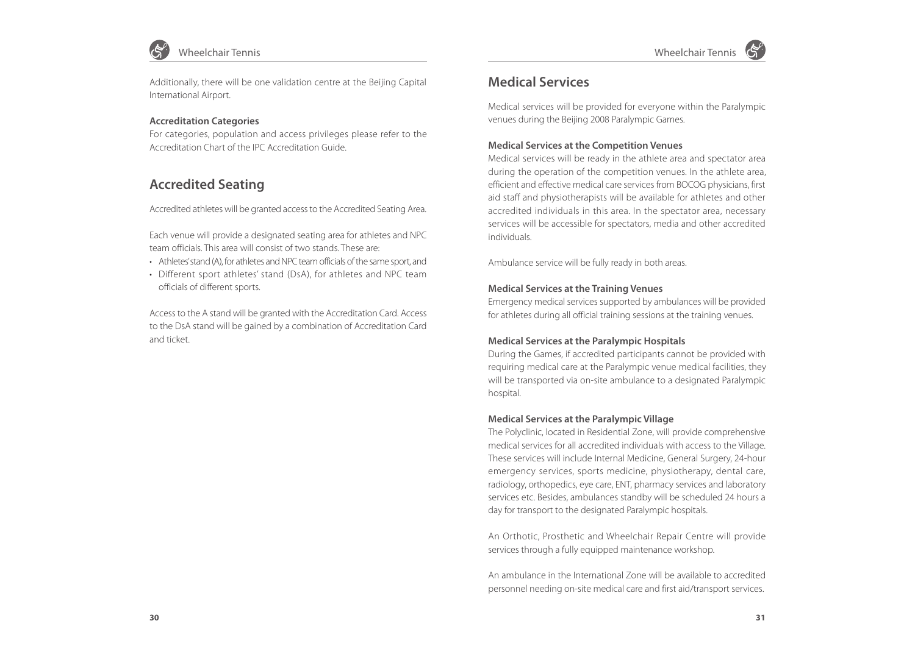Additionally, there will be one validation centre at the Beijing Capital International Airport.

**Accreditation Categories**

For categories, population and access privileges please refer to the Accreditation Chart of the IPC Accreditation Guide.

## Accredited Seating

Accredited athletes will be granted access to the Accredited Seating Area.

Each venue will provide a designated seating area for athletes and NPC team officials. This area will consist of two stands. These are:

- Athletes' stand (A), for athletes and NPC team officials of the same sport, and
- Different sport athletes' stand (DsA), for athletes and NPC team officials of different sports.

Access to the A stand will be granted with the Accreditation Card. Access to the DsA stand will be gained by a combination of Accreditation Card and ticket.

## Medical Services

Medical services will be provided for everyone within the Paralympic venues during the Beijing 2008 Paralympic Games.

**Medical Services at the Competition Venues**

Medical services will be ready in the athlete area and spectator area during the operation of the competition venues. In the athlete area, efficient and effective medical care services from BOCOG physicians, first aid staff and physiotherapists will be available for athletes and other accredited individuals in this area. In the spectator area, necessary services will be accessible for spectators, media and other accredited individuals.

Ambulance service will be fully ready in both areas.

**Medical Services at the Training Venues**

Emergency medical services supported by ambulances will be provided for athletes during all official training sessions at the training venues.

**Medical Services at the Paralympic Hospitals**

During the Games, if accredited participants cannot be provided with requiring medical care at the Paralympic venue medical facilities, they will be transported via on-site ambulance to a designated Paralympic hospital.

**Medical Services at the Paralympic Village**

The Polyclinic, located in Residential Zone, will provide comprehensive medical services for all accredited individuals with access to the Village. These services will include Internal Medicine, General Surgery, 24-hour emergency services, sports medicine, physiotherapy, dental care, radiology, orthopedics, eye care, ENT, pharmacy services and laboratory services etc. Besides, ambulances standby will be scheduled 24 hours a day for transport to the designated Paralympic hospitals.

An Orthotic, Prosthetic and Wheelchair Repair Centre will provide services through a fully equipped maintenance workshop.

An ambulance in the International Zone will be available to accredited personnel needing on-site medical care and first aid/transport services.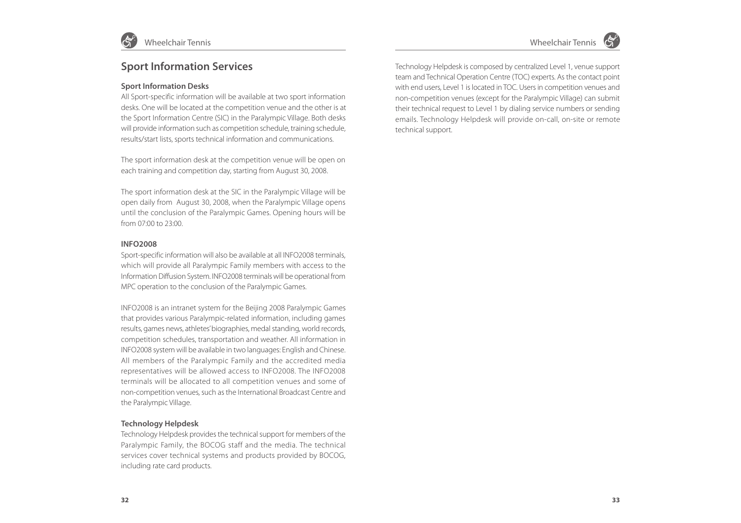## Sport Information Services

### Sport Information Desks

All Sport-specific information will be available at two sport information desks. One will be located at the competition venue and the other is at the Sport Information Centre (SIC) in the Paralympic Village. Both desks will provide information such as competition schedule, training schedule, results/start lists, sports technical information and communications.

The sport information desk at the competition venue will be open on each training and competition day, starting from August 30, 2008.

The sport information desk at the SIC in the Paralympic Village will be open daily from August 30, 2008, when the Paralympic Village opens until the conclusion of the Paralympic Games. Opening hours will be from 07:00 to 23:00.

### INFO2008

Sport-specific information will also be available at all INFO2008 terminals, which will provide all Paralympic Family members with access to the Information Diffusion System. INFO2008 terminals will be operational from MPC operation to the conclusion of the Paralympic Games.

INFO2008 is an intranet system for the Beijing 2008 Paralympic Games that provides various Paralympic-related information, including games results, games news, athletes' biographies, medal standing, world records, competition schedules, transportation and weather. All information in INFO2008 system will be available in two languages: English and Chinese. All members of the Paralympic Family and the accredited media representatives will be allowed access to INFO2008. The INFO2008 terminals will be allocated to all competition venues and some of non-competition venues, such as the International Broadcast Centre and the Paralympic Village.

### Technology Helpdesk

Technology Helpdesk provides the technical support for members of the Paralympic Family, the BOCOG staff and the media. The technical services cover technical systems and products provided by BOCOG, including rate card products.

Technology Helpdesk is composed by centralized Level 1, venue support team and Technical Operation Centre (TOC) experts. As the contact point with end users, Level 1 is located in TOC. Users in competition venues and non-competition venues (except for the Paralympic Village) can submit their technical request to Level 1 by dialing service numbers or sending emails. Technology Helpdesk will provide on-call, on-site or remote technical support.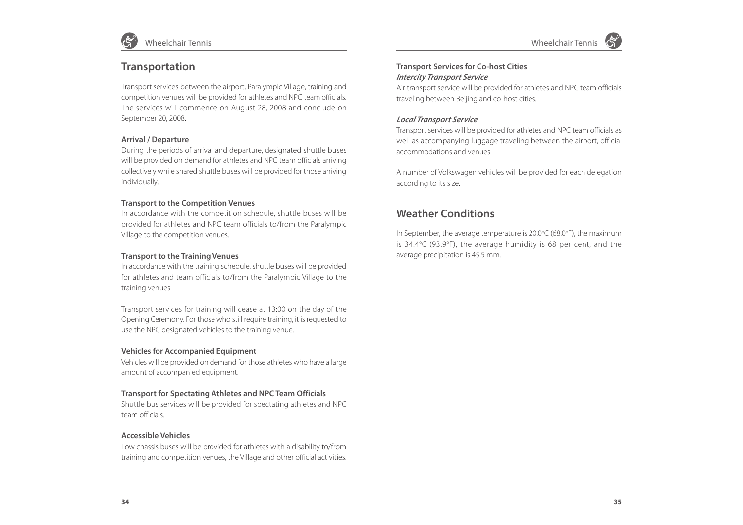## Transportation

Transport services between the airport, Paralympic Village, training and competition venues will be provided for athletes and NPC team officials. The services will commence on August 28, 2008 and conclude on September 20, 2008.

### Arrival / Departure

During the periods of arrival and departure, designated shuttle buses will be provided on demand for athletes and NPC team officials arriving collectively while shared shuttle buses will be provided for those arriving individually.

### Transport to the Competition Venues

In accordance with the competition schedule, shuttle buses will be provided for athletes and NPC team officials to/from the Paralympic Village to the competition venues.

### Transport to the Training Venues

In accordance with the training schedule, shuttle buses will be provided for athletes and team officials to/from the Paralympic Village to the training venues.

Transport services for training will cease at 13:00 on the day of the Opening Ceremony. For those who still require training, it is requested to use the NPC designated vehicles to the training venue.

### Vehicles for Accompanied Equipment

Vehicles will be provided on demand for those athletes who have a large amount of accompanied equipment.

### Transport for Spectating Athletes and NPC Team Officials

Shuttle bus services will be provided for spectating athletes and NPC team officials.

### Accessible Vehicles

Low chassis buses will be provided for athletes with a disability to/from training and competition venues, the Village and other official activities.

### Transport Services for Co-host Cities

***Intercity Transport Service***

Air transport service will be provided for athletes and NPC team officials traveling between Beijing and co-host cities.

***Local Transport Service***

Transport services will be provided for athletes and NPC team officials as well as accompanying luggage traveling between the airport, official accommodations and venues.

A number of Volkswagen vehicles will be provided for each delegation according to its size.

## Weather Conditions

In September, the average temperature is 20.0°C (68.0°F), the maximum is 34.4°C (93.9°F), the average humidity is 68 per cent, and the average precipitation is 45.5 mm.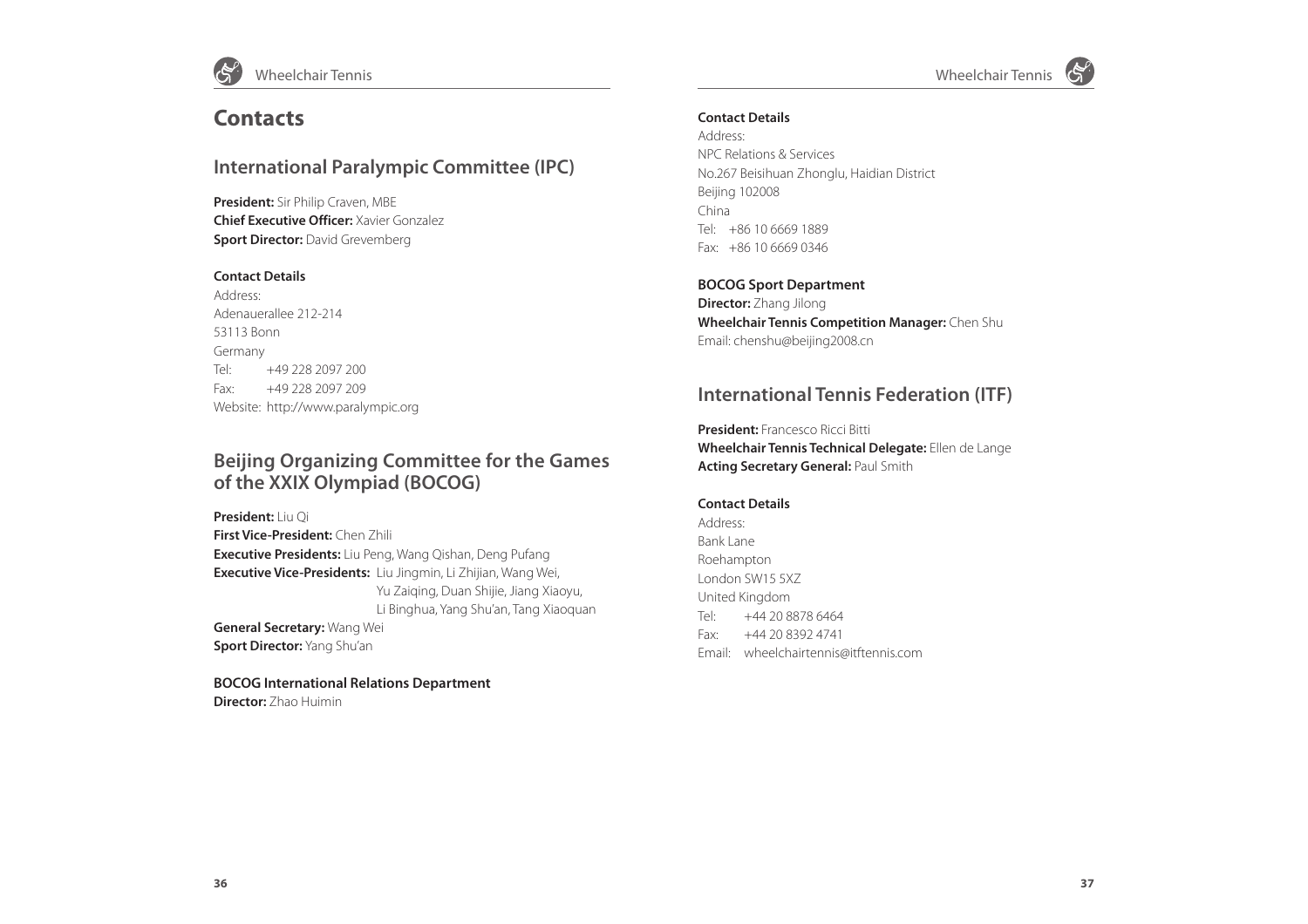# Contacts

## International Paralympic Committee (IPC)

**President:** Sir Philip Craven, MBE
**Chief Executive Officer:** Xavier Gonzalez
**Sport Director:** David Grevemberg

**Contact Details**
Address:
Adenauerallee 212-214
53113 Bonn
Germany
Tel: +49 228 2097 200
Fax: +49 228 2097 209
Website: http://www.paralympic.org

## Beijing Organizing Committee for the Games of the XXIX Olympiad (BOCOG)

**President:** Liu Qi
**First Vice-President:** Chen Zhili
**Executive Presidents:** Liu Peng, Wang Qishan, Deng Pufang
**Executive Vice-Presidents:** Liu Jingmin, Li Zhijian, Wang Wei, Yu Zaiqing, Duan Shijie, Jiang Xiaoyu, Li Binghua, Yang Shu'an, Tang Xiaoquan
**General Secretary:** Wang Wei
**Sport Director:** Yang Shu'an

**BOCOG International Relations Department**
**Director:** Zhao Huimin

**Contact Details**
Address:
NPC Relations & Services
No.267 Beisihuan Zhonglu, Haidian District
Beijing 102008
China
Tel: +86 10 6669 1889
Fax: +86 10 6669 0346

**BOCOG Sport Department**
**Director:** Zhang Jilong
**Wheelchair Tennis Competition Manager:** Chen Shu
Email: chenshu@beijing2008.cn

## International Tennis Federation (ITF)

**President:** Francesco Ricci Bitti
**Wheelchair Tennis Technical Delegate:** Ellen de Lange
**Acting Secretary General:** Paul Smith

**Contact Details**
Address:
Bank Lane
Roehampton
London SW15 5XZ
United Kingdom
Tel: +44 20 8878 6464
Fax: +44 20 8392 4741
Email: wheelchairtennis@itftennis.com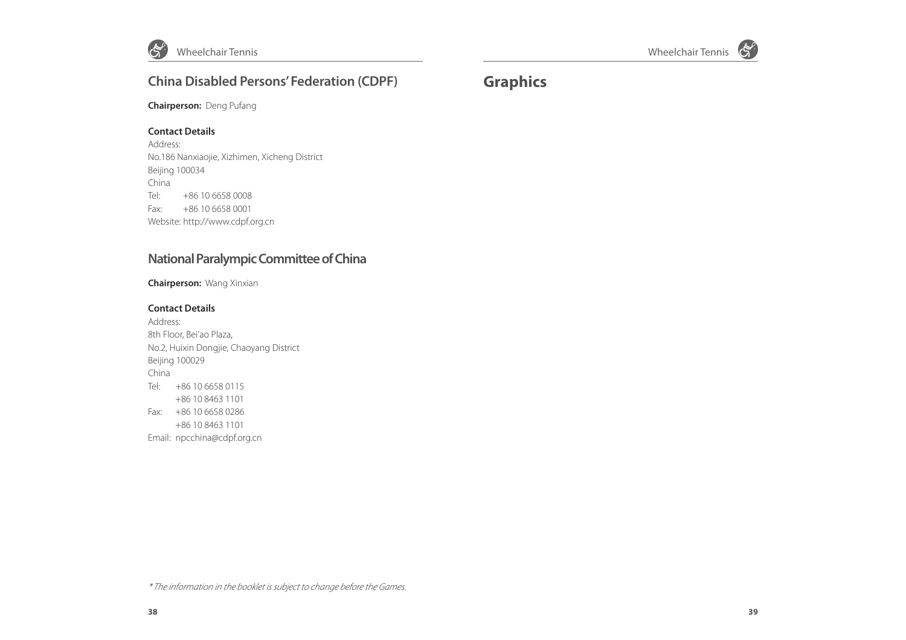## China Disabled Persons' Federation (CDPF)

**Chairperson:** Deng Pufang

**Contact Details**

Address:
No.186 Nanxiaojie, Xizhimen, Xicheng District
Beijing 100034
China
Tel: +86 10 6658 0008
Fax: +86 10 6658 0001
Website: http://www.cdpf.org.cn

## National Paralympic Committee of China

**Chairperson:** Wang Xinxian

**Contact Details**

Address:
8th Floor, Bei'ao Plaza,
No.2, Huixin Dongjie, Chaoyang District
Beijing 100029
China
Tel: +86 10 6658 0115
+86 10 8463 1101
Fax: +86 10 6658 0286
+86 10 8463 1101
Email: npcchina@cdpf.org.cn

*\* The information in the booklet is subject to change before the Games.*

## Graphics